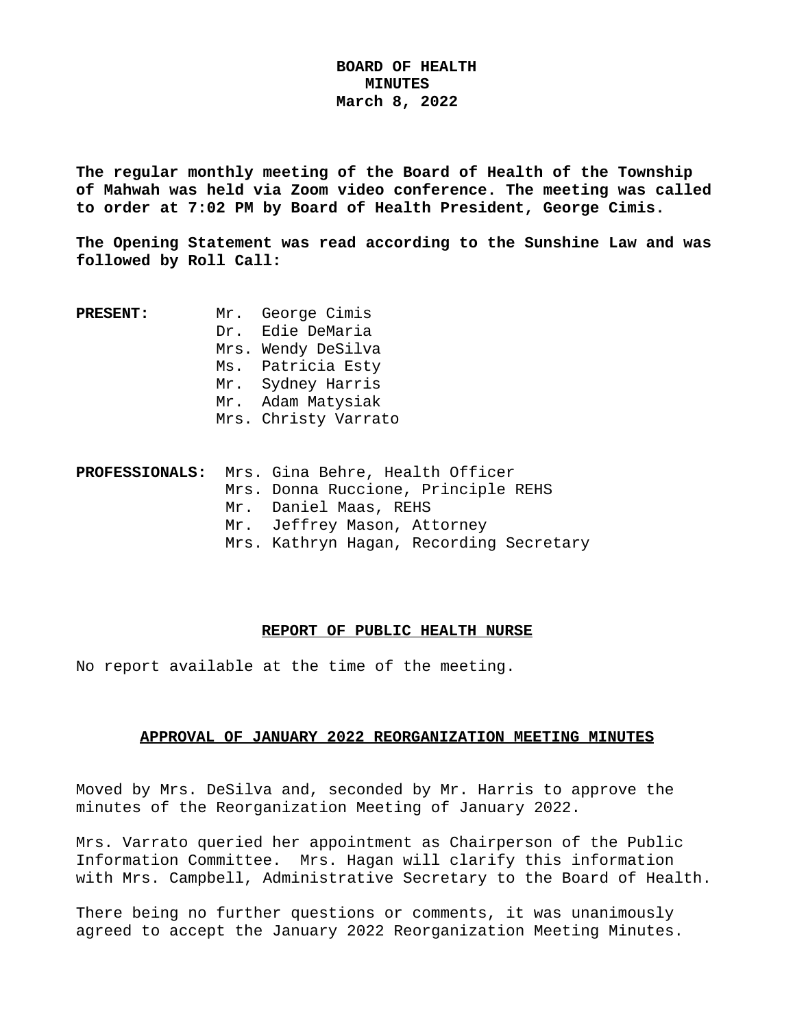**BOARD OF HEALTH**
**MINUTES**
**March 8, 2022**

**The regular monthly meeting of the Board of Health of the Township of Mahwah was held via Zoom video conference. The meeting was called to order at 7:02 PM by Board of Health President, George Cimis.**

**The Opening Statement was read according to the Sunshine Law and was followed by Roll Call:**

**PRESENT:**
Mr. George Cimis
Dr. Edie DeMaria
Mrs. Wendy DeSilva
Ms. Patricia Esty
Mr. Sydney Harris
Mr. Adam Matysiak
Mrs. Christy Varrato

**PROFESSIONALS:**
Mrs. Gina Behre, Health Officer
Mrs. Donna Ruccione, Principle REHS
Mr. Daniel Maas, REHS
Mr. Jeffrey Mason, Attorney
Mrs. Kathryn Hagan, Recording Secretary

## REPORT OF PUBLIC HEALTH NURSE

No report available at the time of the meeting.

## APPROVAL OF JANUARY 2022 REORGANIZATION MEETING MINUTES

Moved by Mrs. DeSilva and, seconded by Mr. Harris to approve the minutes of the Reorganization Meeting of January 2022.

Mrs. Varrato queried her appointment as Chairperson of the Public Information Committee. Mrs. Hagan will clarify this information with Mrs. Campbell, Administrative Secretary to the Board of Health.

There being no further questions or comments, it was unanimously agreed to accept the January 2022 Reorganization Meeting Minutes.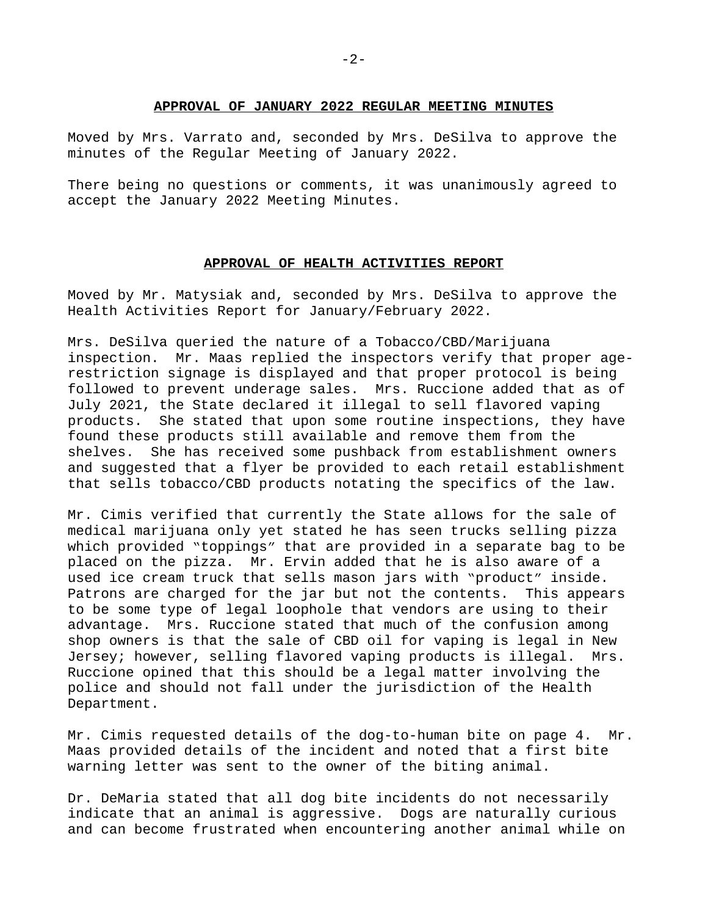## APPROVAL OF JANUARY 2022 REGULAR MEETING MINUTES

Moved by Mrs. Varrato and, seconded by Mrs. DeSilva to approve the minutes of the Regular Meeting of January 2022.

There being no questions or comments, it was unanimously agreed to accept the January 2022 Meeting Minutes.

## APPROVAL OF HEALTH ACTIVITIES REPORT

Moved by Mr. Matysiak and, seconded by Mrs. DeSilva to approve the Health Activities Report for January/February 2022.

Mrs. DeSilva queried the nature of a Tobacco/CBD/Marijuana inspection. Mr. Maas replied the inspectors verify that proper age-restriction signage is displayed and that proper protocol is being followed to prevent underage sales. Mrs. Ruccione added that as of July 2021, the State declared it illegal to sell flavored vaping products. She stated that upon some routine inspections, they have found these products still available and remove them from the shelves. She has received some pushback from establishment owners and suggested that a flyer be provided to each retail establishment that sells tobacco/CBD products notating the specifics of the law.

Mr. Cimis verified that currently the State allows for the sale of medical marijuana only yet stated he has seen trucks selling pizza which provided "toppings" that are provided in a separate bag to be placed on the pizza. Mr. Ervin added that he is also aware of a used ice cream truck that sells mason jars with "product" inside. Patrons are charged for the jar but not the contents. This appears to be some type of legal loophole that vendors are using to their advantage. Mrs. Ruccione stated that much of the confusion among shop owners is that the sale of CBD oil for vaping is legal in New Jersey; however, selling flavored vaping products is illegal. Mrs. Ruccione opined that this should be a legal matter involving the police and should not fall under the jurisdiction of the Health Department.

Mr. Cimis requested details of the dog-to-human bite on page 4. Mr. Maas provided details of the incident and noted that a first bite warning letter was sent to the owner of the biting animal.

Dr. DeMaria stated that all dog bite incidents do not necessarily indicate that an animal is aggressive. Dogs are naturally curious and can become frustrated when encountering another animal while on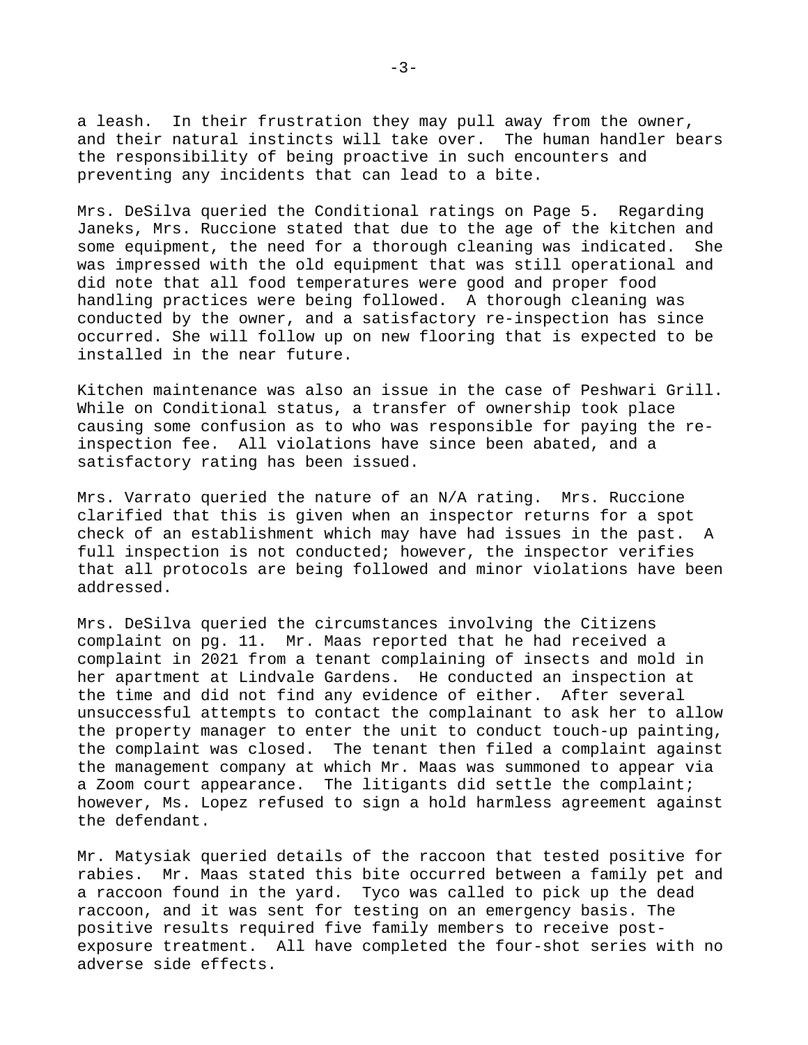a leash. In their frustration they may pull away from the owner, and their natural instincts will take over. The human handler bears the responsibility of being proactive in such encounters and preventing any incidents that can lead to a bite.

Mrs. DeSilva queried the Conditional ratings on Page 5. Regarding Janeks, Mrs. Ruccione stated that due to the age of the kitchen and some equipment, the need for a thorough cleaning was indicated. She was impressed with the old equipment that was still operational and did note that all food temperatures were good and proper food handling practices were being followed. A thorough cleaning was conducted by the owner, and a satisfactory re-inspection has since occurred. She will follow up on new flooring that is expected to be installed in the near future.

Kitchen maintenance was also an issue in the case of Peshwari Grill. While on Conditional status, a transfer of ownership took place causing some confusion as to who was responsible for paying the re-inspection fee. All violations have since been abated, and a satisfactory rating has been issued.

Mrs. Varrato queried the nature of an N/A rating. Mrs. Ruccione clarified that this is given when an inspector returns for a spot check of an establishment which may have had issues in the past. A full inspection is not conducted; however, the inspector verifies that all protocols are being followed and minor violations have been addressed.

Mrs. DeSilva queried the circumstances involving the Citizens complaint on pg. 11. Mr. Maas reported that he had received a complaint in 2021 from a tenant complaining of insects and mold in her apartment at Lindvale Gardens. He conducted an inspection at the time and did not find any evidence of either. After several unsuccessful attempts to contact the complainant to ask her to allow the property manager to enter the unit to conduct touch-up painting, the complaint was closed. The tenant then filed a complaint against the management company at which Mr. Maas was summoned to appear via a Zoom court appearance. The litigants did settle the complaint; however, Ms. Lopez refused to sign a hold harmless agreement against the defendant.

Mr. Matysiak queried details of the raccoon that tested positive for rabies. Mr. Maas stated this bite occurred between a family pet and a raccoon found in the yard. Tyco was called to pick up the dead raccoon, and it was sent for testing on an emergency basis. The positive results required five family members to receive post-exposure treatment. All have completed the four-shot series with no adverse side effects.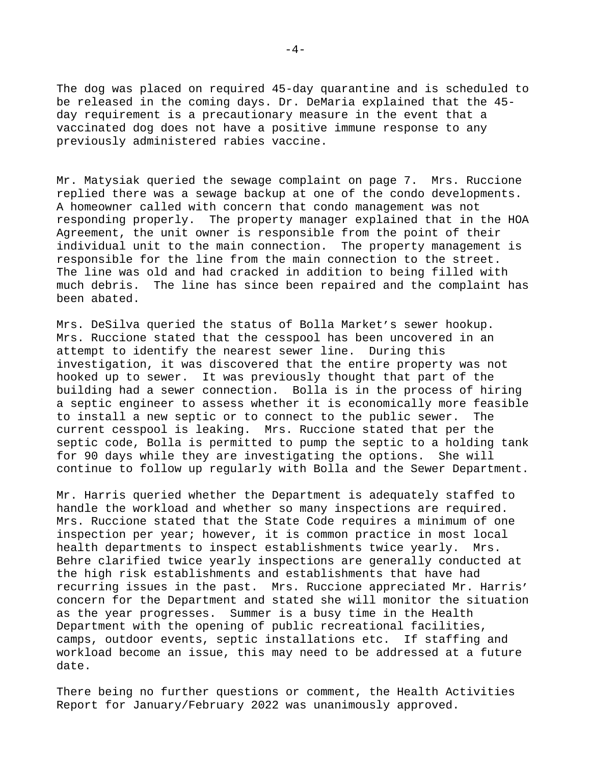The dog was placed on required 45-day quarantine and is scheduled to be released in the coming days. Dr. DeMaria explained that the 45-day requirement is a precautionary measure in the event that a vaccinated dog does not have a positive immune response to any previously administered rabies vaccine.

Mr. Matysiak queried the sewage complaint on page 7. Mrs. Ruccione replied there was a sewage backup at one of the condo developments. A homeowner called with concern that condo management was not responding properly. The property manager explained that in the HOA Agreement, the unit owner is responsible from the point of their individual unit to the main connection. The property management is responsible for the line from the main connection to the street. The line was old and had cracked in addition to being filled with much debris. The line has since been repaired and the complaint has been abated.

Mrs. DeSilva queried the status of Bolla Market's sewer hookup. Mrs. Ruccione stated that the cesspool has been uncovered in an attempt to identify the nearest sewer line. During this investigation, it was discovered that the entire property was not hooked up to sewer. It was previously thought that part of the building had a sewer connection. Bolla is in the process of hiring a septic engineer to assess whether it is economically more feasible to install a new septic or to connect to the public sewer. The current cesspool is leaking. Mrs. Ruccione stated that per the septic code, Bolla is permitted to pump the septic to a holding tank for 90 days while they are investigating the options. She will continue to follow up regularly with Bolla and the Sewer Department.

Mr. Harris queried whether the Department is adequately staffed to handle the workload and whether so many inspections are required. Mrs. Ruccione stated that the State Code requires a minimum of one inspection per year; however, it is common practice in most local health departments to inspect establishments twice yearly. Mrs. Behre clarified twice yearly inspections are generally conducted at the high risk establishments and establishments that have had recurring issues in the past. Mrs. Ruccione appreciated Mr. Harris' concern for the Department and stated she will monitor the situation as the year progresses. Summer is a busy time in the Health Department with the opening of public recreational facilities, camps, outdoor events, septic installations etc. If staffing and workload become an issue, this may need to be addressed at a future date.

There being no further questions or comment, the Health Activities Report for January/February 2022 was unanimously approved.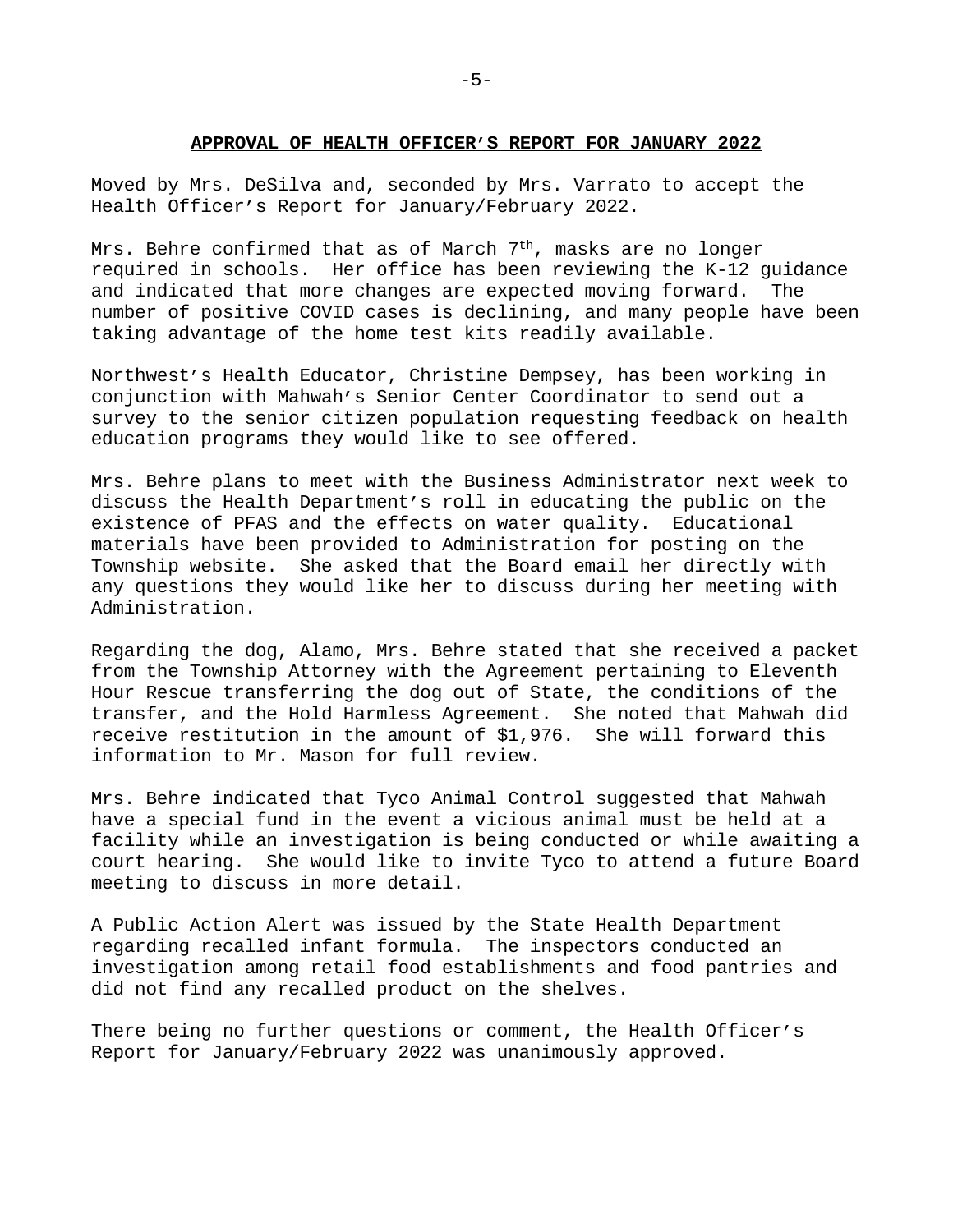## APPROVAL OF HEALTH OFFICER'S REPORT FOR JANUARY 2022

Moved by Mrs. DeSilva and, seconded by Mrs. Varrato to accept the Health Officer's Report for January/February 2022.

Mrs. Behre confirmed that as of March 7th, masks are no longer required in schools. Her office has been reviewing the K-12 guidance and indicated that more changes are expected moving forward. The number of positive COVID cases is declining, and many people have been taking advantage of the home test kits readily available.

Northwest's Health Educator, Christine Dempsey, has been working in conjunction with Mahwah's Senior Center Coordinator to send out a survey to the senior citizen population requesting feedback on health education programs they would like to see offered.

Mrs. Behre plans to meet with the Business Administrator next week to discuss the Health Department's roll in educating the public on the existence of PFAS and the effects on water quality. Educational materials have been provided to Administration for posting on the Township website. She asked that the Board email her directly with any questions they would like her to discuss during her meeting with Administration.

Regarding the dog, Alamo, Mrs. Behre stated that she received a packet from the Township Attorney with the Agreement pertaining to Eleventh Hour Rescue transferring the dog out of State, the conditions of the transfer, and the Hold Harmless Agreement. She noted that Mahwah did receive restitution in the amount of $1,976. She will forward this information to Mr. Mason for full review.

Mrs. Behre indicated that Tyco Animal Control suggested that Mahwah have a special fund in the event a vicious animal must be held at a facility while an investigation is being conducted or while awaiting a court hearing. She would like to invite Tyco to attend a future Board meeting to discuss in more detail.

A Public Action Alert was issued by the State Health Department regarding recalled infant formula. The inspectors conducted an investigation among retail food establishments and food pantries and did not find any recalled product on the shelves.

There being no further questions or comment, the Health Officer's Report for January/February 2022 was unanimously approved.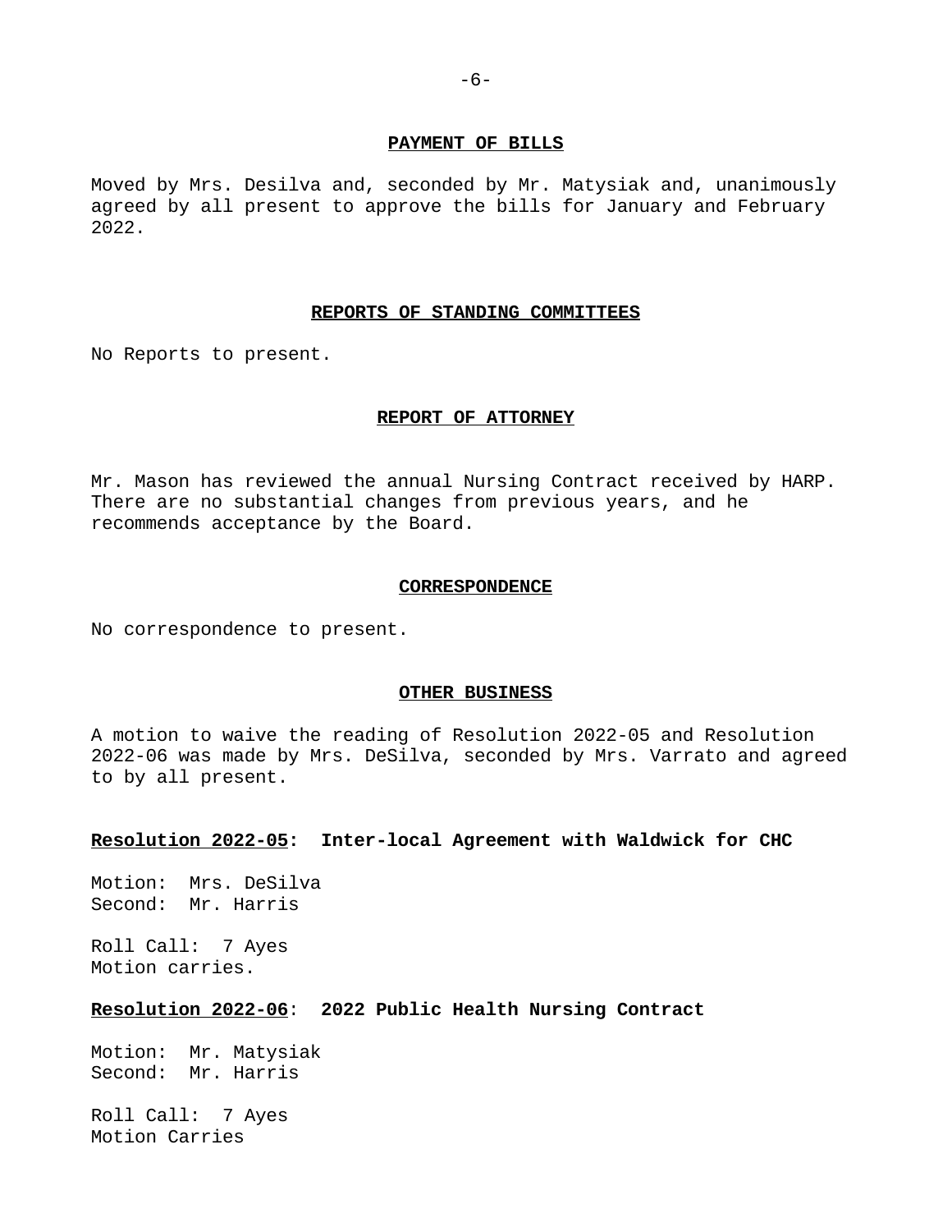## PAYMENT OF BILLS

Moved by Mrs. Desilva and, seconded by Mr. Matysiak and, unanimously agreed by all present to approve the bills for January and February 2022.

## REPORTS OF STANDING COMMITTEES

No Reports to present.

## REPORT OF ATTORNEY

Mr. Mason has reviewed the annual Nursing Contract received by HARP. There are no substantial changes from previous years, and he recommends acceptance by the Board.

## CORRESPONDENCE

No correspondence to present.

## OTHER BUSINESS

A motion to waive the reading of Resolution 2022-05 and Resolution 2022-06 was made by Mrs. DeSilva, seconded by Mrs. Varrato and agreed to by all present.

**Resolution 2022-05: Inter-local Agreement with Waldwick for CHC**

Motion: Mrs. DeSilva
Second: Mr. Harris

Roll Call: 7 Ayes
Motion carries.

**Resolution 2022-06: 2022 Public Health Nursing Contract**

Motion: Mr. Matysiak
Second: Mr. Harris

Roll Call: 7 Ayes
Motion Carries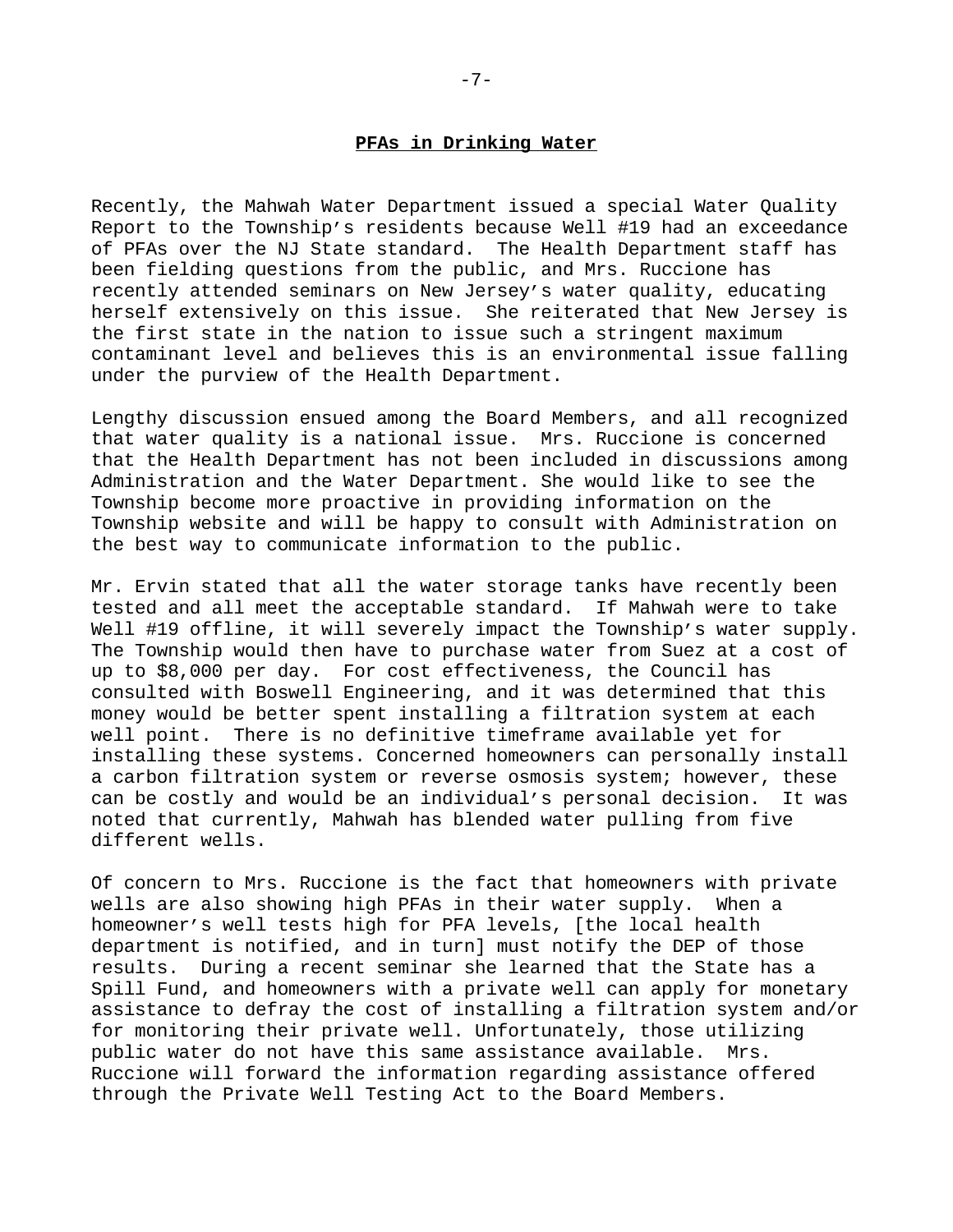## **PFAs in Drinking Water**

Recently, the Mahwah Water Department issued a special Water Quality Report to the Township's residents because Well #19 had an exceedance of PFAs over the NJ State standard. The Health Department staff has been fielding questions from the public, and Mrs. Ruccione has recently attended seminars on New Jersey's water quality, educating herself extensively on this issue. She reiterated that New Jersey is the first state in the nation to issue such a stringent maximum contaminant level and believes this is an environmental issue falling under the purview of the Health Department.

Lengthy discussion ensued among the Board Members, and all recognized that water quality is a national issue. Mrs. Ruccione is concerned that the Health Department has not been included in discussions among Administration and the Water Department. She would like to see the Township become more proactive in providing information on the Township website and will be happy to consult with Administration on the best way to communicate information to the public.

Mr. Ervin stated that all the water storage tanks have recently been tested and all meet the acceptable standard. If Mahwah were to take Well #19 offline, it will severely impact the Township's water supply. The Township would then have to purchase water from Suez at a cost of up to $8,000 per day. For cost effectiveness, the Council has consulted with Boswell Engineering, and it was determined that this money would be better spent installing a filtration system at each well point. There is no definitive timeframe available yet for installing these systems. Concerned homeowners can personally install a carbon filtration system or reverse osmosis system; however, these can be costly and would be an individual's personal decision. It was noted that currently, Mahwah has blended water pulling from five different wells.

Of concern to Mrs. Ruccione is the fact that homeowners with private wells are also showing high PFAs in their water supply. When a homeowner's well tests high for PFA levels, [the local health department is notified, and in turn] must notify the DEP of those results. During a recent seminar she learned that the State has a Spill Fund, and homeowners with a private well can apply for monetary assistance to defray the cost of installing a filtration system and/or for monitoring their private well. Unfortunately, those utilizing public water do not have this same assistance available. Mrs. Ruccione will forward the information regarding assistance offered through the Private Well Testing Act to the Board Members.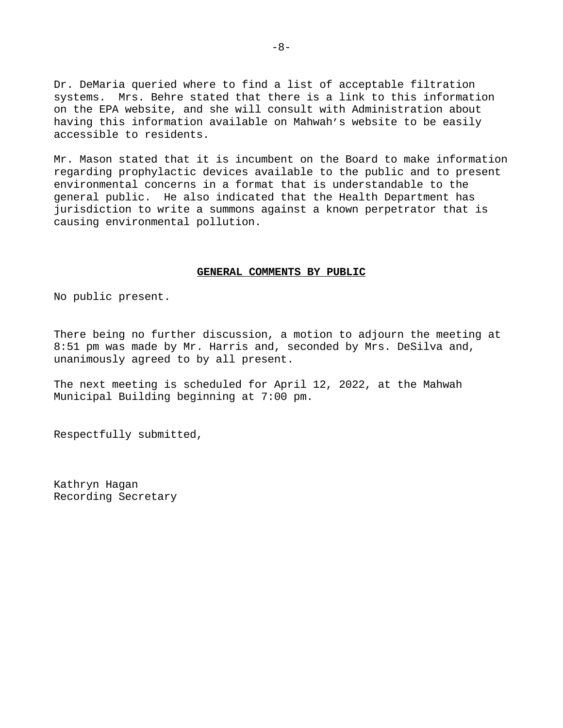Dr. DeMaria queried where to find a list of acceptable filtration systems. Mrs. Behre stated that there is a link to this information on the EPA website, and she will consult with Administration about having this information available on Mahwah's website to be easily accessible to residents.

Mr. Mason stated that it is incumbent on the Board to make information regarding prophylactic devices available to the public and to present environmental concerns in a format that is understandable to the general public. He also indicated that the Health Department has jurisdiction to write a summons against a known perpetrator that is causing environmental pollution.

## GENERAL COMMENTS BY PUBLIC

No public present.

There being no further discussion, a motion to adjourn the meeting at 8:51 pm was made by Mr. Harris and, seconded by Mrs. DeSilva and, unanimously agreed to by all present.

The next meeting is scheduled for April 12, 2022, at the Mahwah Municipal Building beginning at 7:00 pm.

Respectfully submitted,

Kathryn Hagan
Recording Secretary